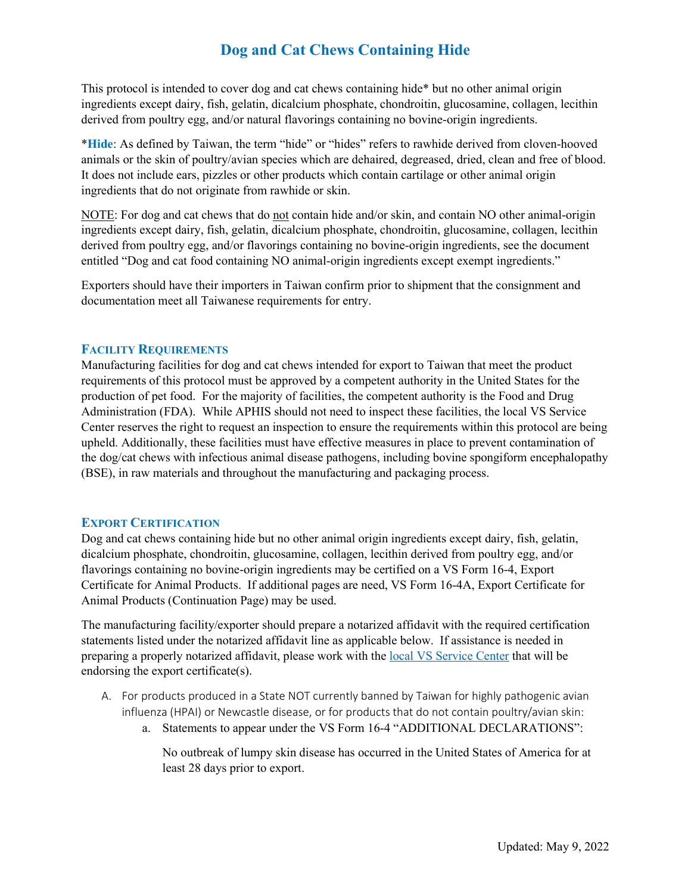# Dog and Cat Chews Containing Hide

This protocol is intended to cover dog and cat chews containing hide* but no other animal origin ingredients except dairy, fish, gelatin, dicalcium phosphate, chondroitin, glucosamine, collagen, lecithin derived from poultry egg, and/or natural flavorings containing no bovine-origin ingredients.

***Hide**: As defined by Taiwan, the term "hide" or "hides" refers to rawhide derived from cloven-hooved animals or the skin of poultry/avian species which are dehaired, degreased, dried, clean and free of blood. It does not include ears, pizzles or other products which contain cartilage or other animal origin ingredients that do not originate from rawhide or skin.

<u>NOTE</u>: For dog and cat chews that do <u>not</u> contain hide and/or skin, and contain NO other animal-origin ingredients except dairy, fish, gelatin, dicalcium phosphate, chondroitin, glucosamine, collagen, lecithin derived from poultry egg, and/or flavorings containing no bovine-origin ingredients, see the document entitled "Dog and cat food containing NO animal-origin ingredients except exempt ingredients."

Exporters should have their importers in Taiwan confirm prior to shipment that the consignment and documentation meet all Taiwanese requirements for entry.

## Facility Requirements

Manufacturing facilities for dog and cat chews intended for export to Taiwan that meet the product requirements of this protocol must be approved by a competent authority in the United States for the production of pet food. For the majority of facilities, the competent authority is the Food and Drug Administration (FDA). While APHIS should not need to inspect these facilities, the local VS Service Center reserves the right to request an inspection to ensure the requirements within this protocol are being upheld. Additionally, these facilities must have effective measures in place to prevent contamination of the dog/cat chews with infectious animal disease pathogens, including bovine spongiform encephalopathy (BSE), in raw materials and throughout the manufacturing and packaging process.

## Export Certification

Dog and cat chews containing hide but no other animal origin ingredients except dairy, fish, gelatin, dicalcium phosphate, chondroitin, glucosamine, collagen, lecithin derived from poultry egg, and/or flavorings containing no bovine-origin ingredients may be certified on a VS Form 16-4, Export Certificate for Animal Products. If additional pages are need, VS Form 16-4A, Export Certificate for Animal Products (Continuation Page) may be used.

The manufacturing facility/exporter should prepare a notarized affidavit with the required certification statements listed under the notarized affidavit line as applicable below. If assistance is needed in preparing a properly notarized affidavit, please work with the [local VS Service Center](local VS Service Center) that will be endorsing the export certificate(s).

A. For products produced in a State NOT currently banned by Taiwan for highly pathogenic avian influenza (HPAI) or Newcastle disease, or for products that do not contain poultry/avian skin:
   a. Statements to appear under the VS Form 16-4 "ADDITIONAL DECLARATIONS":

      No outbreak of lumpy skin disease has occurred in the United States of America for at least 28 days prior to export.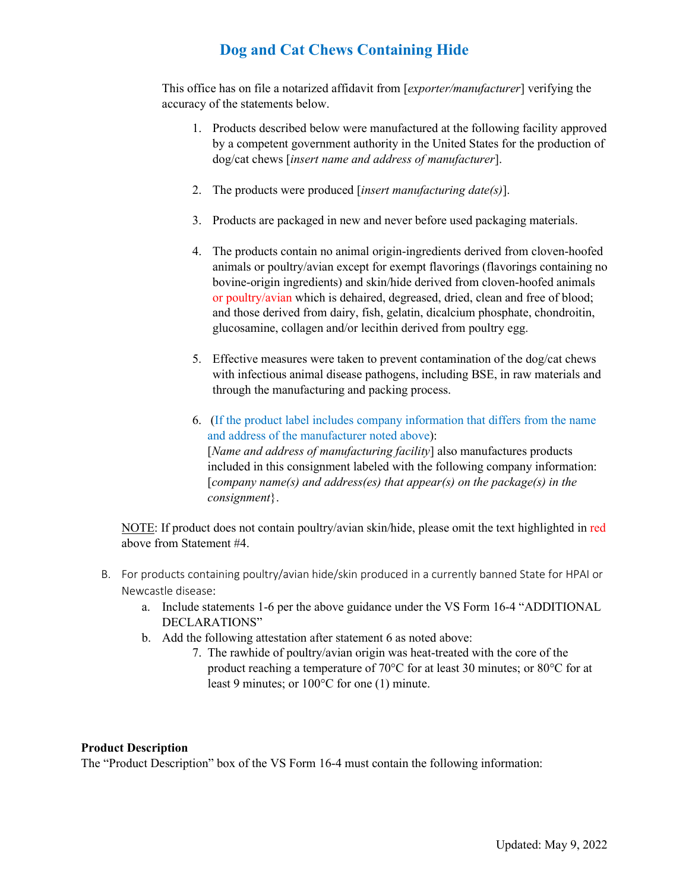## Dog and Cat Chews Containing Hide

This office has on file a notarized affidavit from [*exporter/manufacturer*] verifying the accuracy of the statements below.

1. Products described below were manufactured at the following facility approved by a competent government authority in the United States for the production of dog/cat chews [*insert name and address of manufacturer*].

2. The products were produced [*insert manufacturing date(s)*].

3. Products are packaged in new and never before used packaging materials.

4. The products contain no animal origin-ingredients derived from cloven-hoofed animals or poultry/avian except for exempt flavorings (flavorings containing no bovine-origin ingredients) and skin/hide derived from cloven-hoofed animals or poultry/avian which is dehaired, degreased, dried, clean and free of blood; and those derived from dairy, fish, gelatin, dicalcium phosphate, chondroitin, glucosamine, collagen and/or lecithin derived from poultry egg.

5. Effective measures were taken to prevent contamination of the dog/cat chews with infectious animal disease pathogens, including BSE, in raw materials and through the manufacturing and packing process.

6. (If the product label includes company information that differs from the name and address of the manufacturer noted above):
[*Name and address of manufacturing facility*] also manufactures products included in this consignment labeled with the following company information: [*company name(s) and address(es) that appear(s) on the package(s) in the consignment*}.

NOTE: If product does not contain poultry/avian skin/hide, please omit the text highlighted in red above from Statement #4.

B. For products containing poultry/avian hide/skin produced in a currently banned State for HPAI or Newcastle disease:
   a. Include statements 1-6 per the above guidance under the VS Form 16-4 "ADDITIONAL DECLARATIONS"
   b. Add the following attestation after statement 6 as noted above:
      7. The rawhide of poultry/avian origin was heat-treated with the core of the product reaching a temperature of 70°C for at least 30 minutes; or 80°C for at least 9 minutes; or 100°C for one (1) minute.

**Product Description**
The "Product Description" box of the VS Form 16-4 must contain the following information:

Updated: May 9, 2022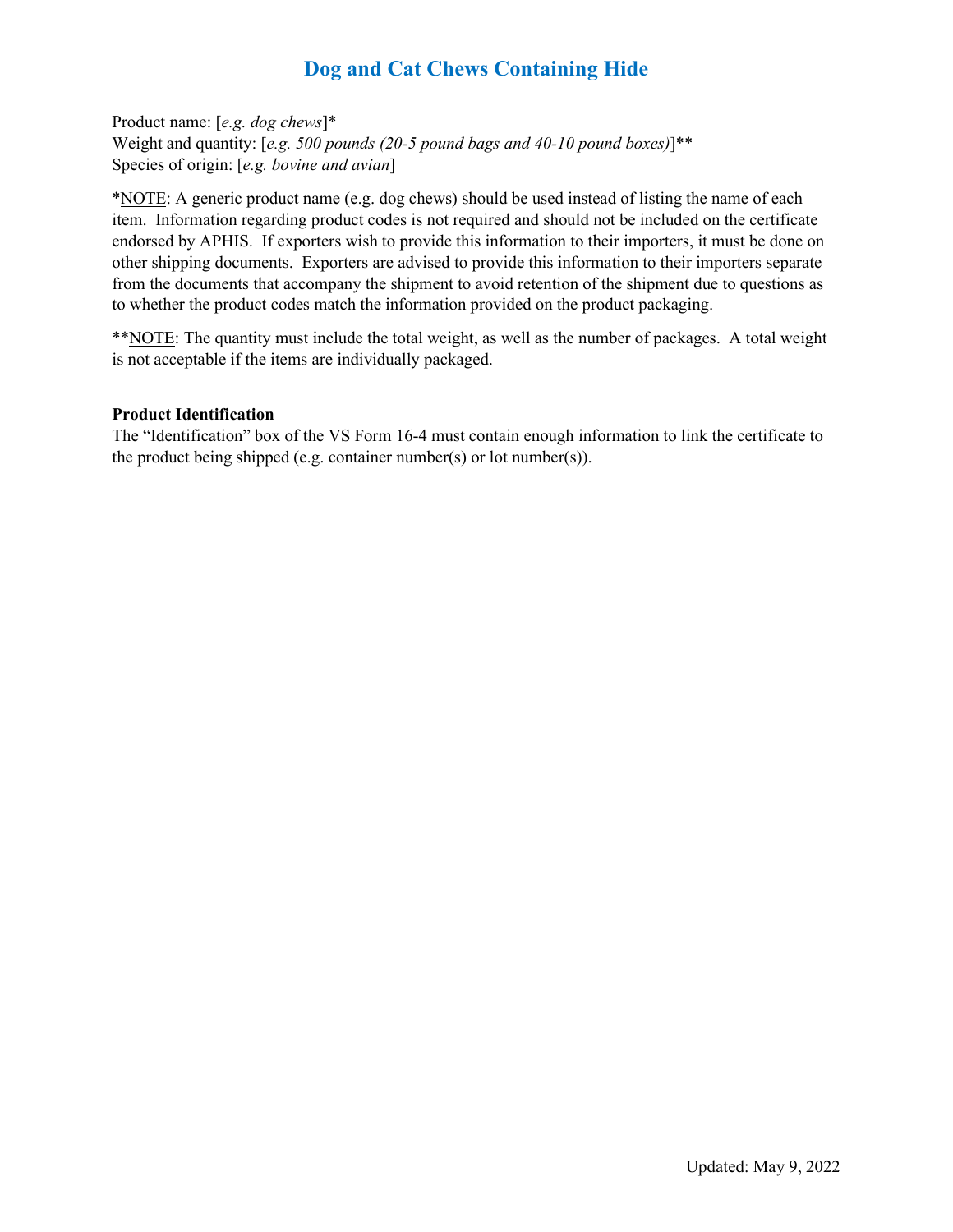# Dog and Cat Chews Containing Hide

Product name: [*e.g. dog chews*]*
Weight and quantity: [*e.g. 500 pounds (20-5 pound bags and 40-10 pound boxes)*]**
Species of origin: [*e.g. bovine and avian*]

*NOTE: A generic product name (e.g. dog chews) should be used instead of listing the name of each item. Information regarding product codes is not required and should not be included on the certificate endorsed by APHIS. If exporters wish to provide this information to their importers, it must be done on other shipping documents. Exporters are advised to provide this information to their importers separate from the documents that accompany the shipment to avoid retention of the shipment due to questions as to whether the product codes match the information provided on the product packaging.

**NOTE: The quantity must include the total weight, as well as the number of packages. A total weight is not acceptable if the items are individually packaged.

**Product Identification**
The "Identification" box of the VS Form 16-4 must contain enough information to link the certificate to the product being shipped (e.g. container number(s) or lot number(s)).

Updated: May 9, 2022